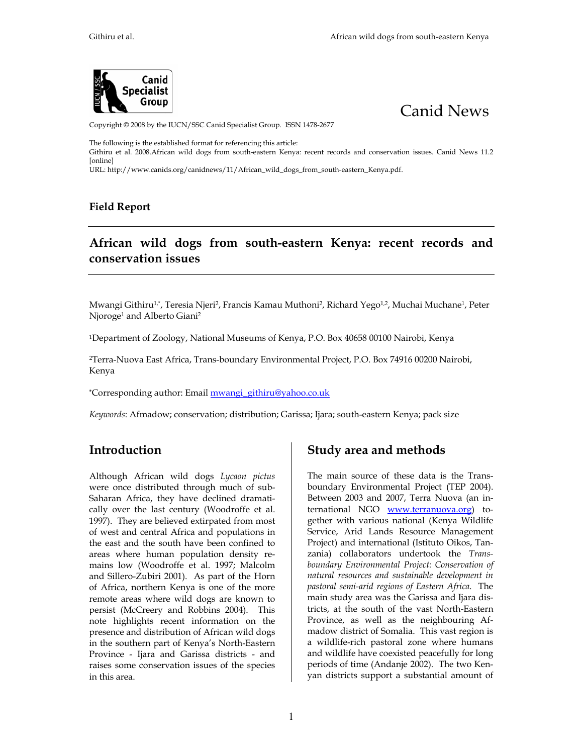Canid Specialist Group

# Canid News

Copyright © 2008 by the IUCN/SSC Canid Specialist Group. ISSN 1478-2677

The following is the established format for referencing this article:
Githiru et al. 2008.African wild dogs from south-eastern Kenya: recent records and conservation issues. Canid News 11.2 [online]
URL: http://www.canids.org/canidnews/11/African_wild_dogs_from_south-eastern_Kenya.pdf.

**Field Report**

## African wild dogs from south-eastern Kenya: recent records and conservation issues

Mwangi Githiru[1,*], Teresia Njeri[2], Francis Kamau Muthoni[2], Richard Yego[1,2], Muchai Muchane[1], Peter Njoroge[1] and Alberto Giani[2]

[1]Department of Zoology, National Museums of Kenya, P.O. Box 40658 00100 Nairobi, Kenya

[2]Terra-Nuova East Africa, Trans-boundary Environmental Project, P.O. Box 74916 00200 Nairobi, Kenya

[*]Corresponding author: Email mwangi_githiru@yahoo.co.uk

*Keywords*: Afmadow; conservation; distribution; Garissa; Ijara; south-eastern Kenya; pack size

## Introduction

Although African wild dogs *Lycaon pictus* were once distributed through much of sub-Saharan Africa, they have declined dramatically over the last century (Woodroffe et al. 1997). They are believed extirpated from most of west and central Africa and populations in the east and the south have been confined to areas where human population density remains low (Woodroffe et al. 1997; Malcolm and Sillero-Zubiri 2001). As part of the Horn of Africa, northern Kenya is one of the more remote areas where wild dogs are known to persist (McCreery and Robbins 2004). This note highlights recent information on the presence and distribution of African wild dogs in the southern part of Kenya's North-Eastern Province - Ijara and Garissa districts - and raises some conservation issues of the species in this area.

## Study area and methods

The main source of these data is the Trans-boundary Environmental Project (TEP 2004). Between 2003 and 2007, Terra Nuova (an international NGO www.terranuova.org) together with various national (Kenya Wildlife Service, Arid Lands Resource Management Project) and international (Istituto Oikos, Tanzania) collaborators undertook the *Trans-boundary Environmental Project: Conservation of natural resources and sustainable development in pastoral semi-arid regions of Eastern Africa*. The main study area was the Garissa and Ijara districts, at the south of the vast North-Eastern Province, as well as the neighbouring Afmadow district of Somalia. This vast region is a wildlife-rich pastoral zone where humans and wildlife have coexisted peacefully for long periods of time (Andanje 2002). The two Kenyan districts support a substantial amount of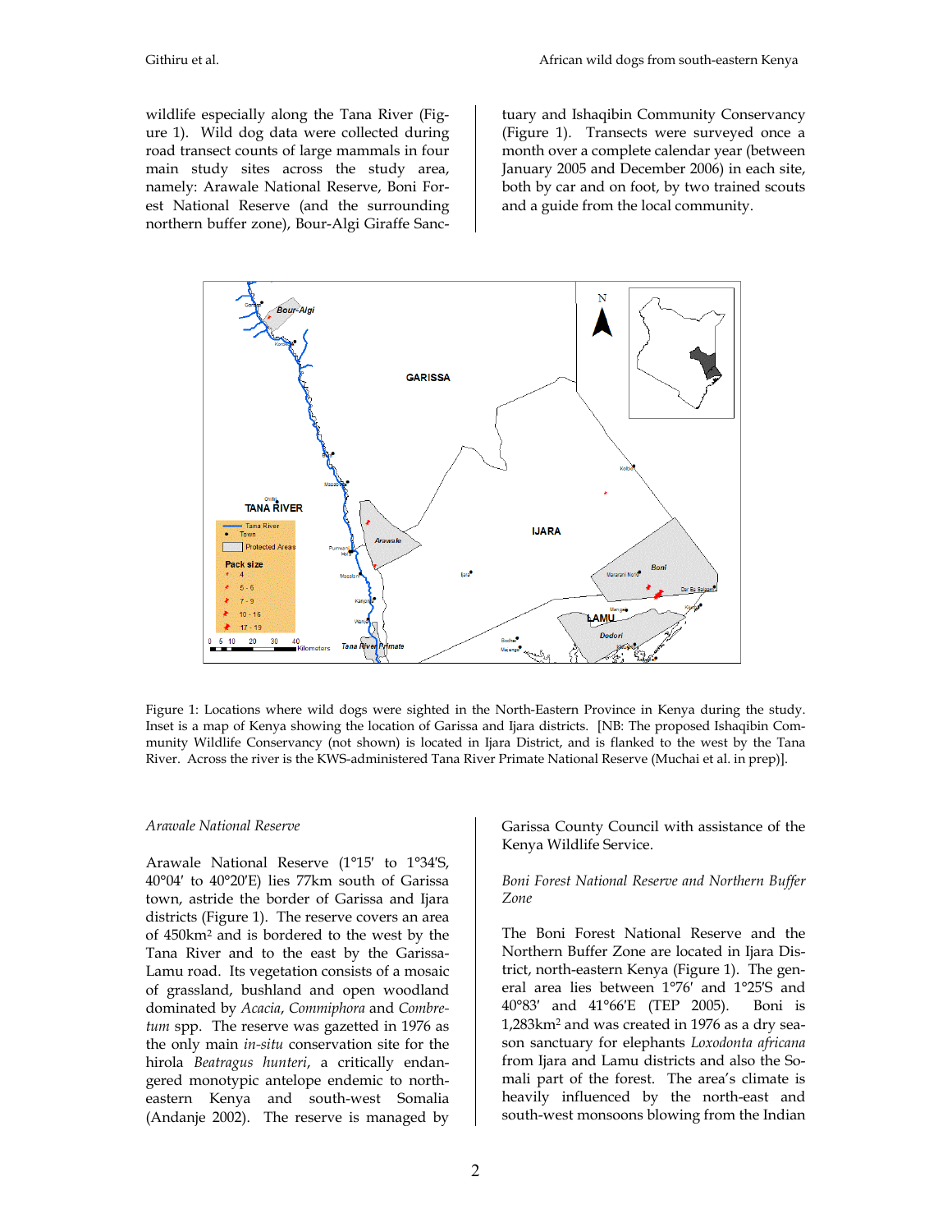wildlife especially along the Tana River (Figure 1). Wild dog data were collected during road transect counts of large mammals in four main study sites across the study area, namely: Arawale National Reserve, Boni Forest National Reserve (and the surrounding northern buffer zone), Bour-Algi Giraffe Sanctuary and Ishaqibin Community Conservancy (Figure 1). Transects were surveyed once a month over a complete calendar year (between January 2005 and December 2006) in each site, both by car and on foot, by two trained scouts and a guide from the local community.

Bour-Algi

GARISSA

TANA RIVER

IJARA

Arawale

Boni

LAMU

Dodori

Tana River Primate

Tana River
Town
Protected Areas

Pack size
4
5 - 6
7 - 9
10 - 16
17 - 19

0 5 10 20 30 40 Kilometers

N

Figure 1: Locations where wild dogs were sighted in the North-Eastern Province in Kenya during the study. Inset is a map of Kenya showing the location of Garissa and Ijara districts. [NB: The proposed Ishaqibin Community Wildlife Conservancy (not shown) is located in Ijara District, and is flanked to the west by the Tana River. Across the river is the KWS-administered Tana River Primate National Reserve (Muchai et al. in prep)].

### *Arawale National Reserve*

Arawale National Reserve (1°15′ to 1°34′S, 40°04′ to 40°20′E) lies 77km south of Garissa town, astride the border of Garissa and Ijara districts (Figure 1). The reserve covers an area of 450km² and is bordered to the west by the Tana River and to the east by the Garissa-Lamu road. Its vegetation consists of a mosaic of grassland, bushland and open woodland dominated by *Acacia*, *Commiphora* and *Combretum* spp. The reserve was gazetted in 1976 as the only main *in-situ* conservation site for the hirola *Beatragus hunteri*, a critically endangered monotypic antelope endemic to north-eastern Kenya and south-west Somalia (Andanje 2002). The reserve is managed by Garissa County Council with assistance of the Kenya Wildlife Service.

### *Boni Forest National Reserve and Northern Buffer Zone*

The Boni Forest National Reserve and the Northern Buffer Zone are located in Ijara District, north-eastern Kenya (Figure 1). The general area lies between 1°76′ and 1°25′S and 40°83′ and 41°66′E (TEP 2005). Boni is 1,283km² and was created in 1976 as a dry season sanctuary for elephants *Loxodonta africana* from Ijara and Lamu districts and also the Somali part of the forest. The area's climate is heavily influenced by the north-east and south-west monsoons blowing from the Indian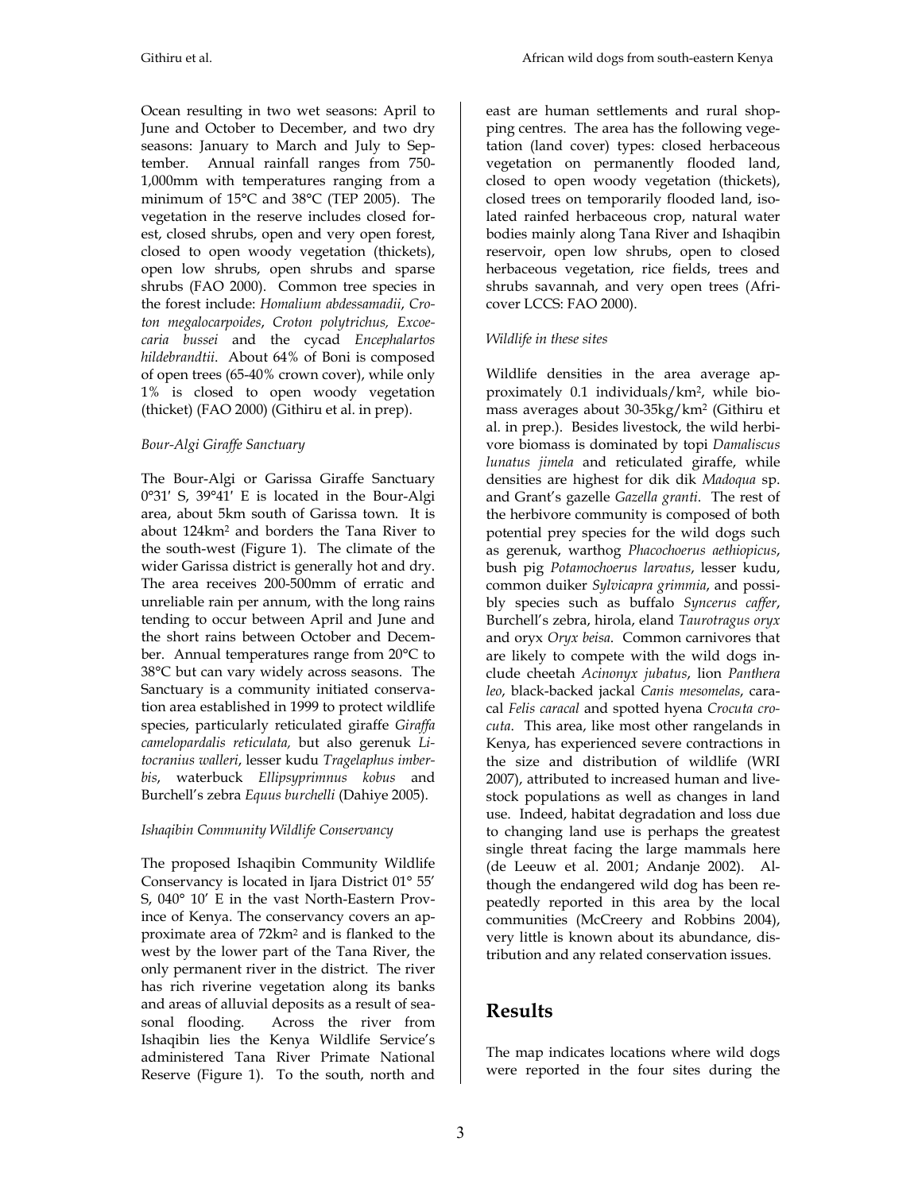Ocean resulting in two wet seasons: April to June and October to December, and two dry seasons: January to March and July to September. Annual rainfall ranges from 750-1,000mm with temperatures ranging from a minimum of 15°C and 38°C (TEP 2005). The vegetation in the reserve includes closed forest, closed shrubs, open and very open forest, closed to open woody vegetation (thickets), open low shrubs, open shrubs and sparse shrubs (FAO 2000). Common tree species in the forest include: *Homalium abdessamadii*, *Croton megalocarpoides*, *Croton polytrichus, Excoecaria bussei* and the cycad *Encephalartos hildebrandtii*. About 64% of Boni is composed of open trees (65-40% crown cover), while only 1% is closed to open woody vegetation (thicket) (FAO 2000) (Githiru et al. in prep).

*Bour-Algi Giraffe Sanctuary*

The Bour-Algi or Garissa Giraffe Sanctuary 0°31′ S, 39°41′ E is located in the Bour-Algi area, about 5km south of Garissa town. It is about 124km$^2$ and borders the Tana River to the south-west (Figure 1). The climate of the wider Garissa district is generally hot and dry. The area receives 200-500mm of erratic and unreliable rain per annum, with the long rains tending to occur between April and June and the short rains between October and December. Annual temperatures range from 20°C to 38°C but can vary widely across seasons. The Sanctuary is a community initiated conservation area established in 1999 to protect wildlife species, particularly reticulated giraffe *Giraffa camelopardalis reticulata,* but also gerenuk *Litocranius walleri*, lesser kudu *Tragelaphus imberbis*, waterbuck *Ellipsyprimnus kobus* and Burchell's zebra *Equus burchelli* (Dahiye 2005).

*Ishaqibin Community Wildlife Conservancy*

The proposed Ishaqibin Community Wildlife Conservancy is located in Ijara District 01° 55′ S, 040° 10′ E in the vast North-Eastern Province of Kenya. The conservancy covers an approximate area of 72km$^2$ and is flanked to the west by the lower part of the Tana River, the only permanent river in the district. The river has rich riverine vegetation along its banks and areas of alluvial deposits as a result of seasonal flooding. Across the river from Ishaqibin lies the Kenya Wildlife Service's administered Tana River Primate National Reserve (Figure 1). To the south, north and east are human settlements and rural shopping centres. The area has the following vegetation (land cover) types: closed herbaceous vegetation on permanently flooded land, closed to open woody vegetation (thickets), closed trees on temporarily flooded land, isolated rainfed herbaceous crop, natural water bodies mainly along Tana River and Ishaqibin reservoir, open low shrubs, open to closed herbaceous vegetation, rice fields, trees and shrubs savannah, and very open trees (Africover LCCS: FAO 2000).

*Wildlife in these sites*

Wildlife densities in the area average approximately 0.1 individuals/km$^2$, while biomass averages about 30-35kg/km$^2$ (Githiru et al. in prep.). Besides livestock, the wild herbivore biomass is dominated by topi *Damaliscus lunatus jimela* and reticulated giraffe, while densities are highest for dik dik *Madoqua* sp. and Grant's gazelle *Gazella granti*. The rest of the herbivore community is composed of both potential prey species for the wild dogs such as gerenuk, warthog *Phacochoerus aethiopicus*, bush pig *Potamochoerus larvatus*, lesser kudu, common duiker *Sylvicapra grimmia*, and possibly species such as buffalo *Syncerus caffer*, Burchell's zebra, hirola, eland *Taurotragus oryx* and oryx *Oryx beisa*. Common carnivores that are likely to compete with the wild dogs include cheetah *Acinonyx jubatus*, lion *Panthera leo*, black-backed jackal *Canis mesomelas*, caracal *Felis caracal* and spotted hyena *Crocuta crocuta*. This area, like most other rangelands in Kenya, has experienced severe contractions in the size and distribution of wildlife (WRI 2007), attributed to increased human and livestock populations as well as changes in land use. Indeed, habitat degradation and loss due to changing land use is perhaps the greatest single threat facing the large mammals here (de Leeuw et al. 2001; Andanje 2002). Although the endangered wild dog has been repeatedly reported in this area by the local communities (McCreery and Robbins 2004), very little is known about its abundance, distribution and any related conservation issues.

## Results

The map indicates locations where wild dogs were reported in the four sites during the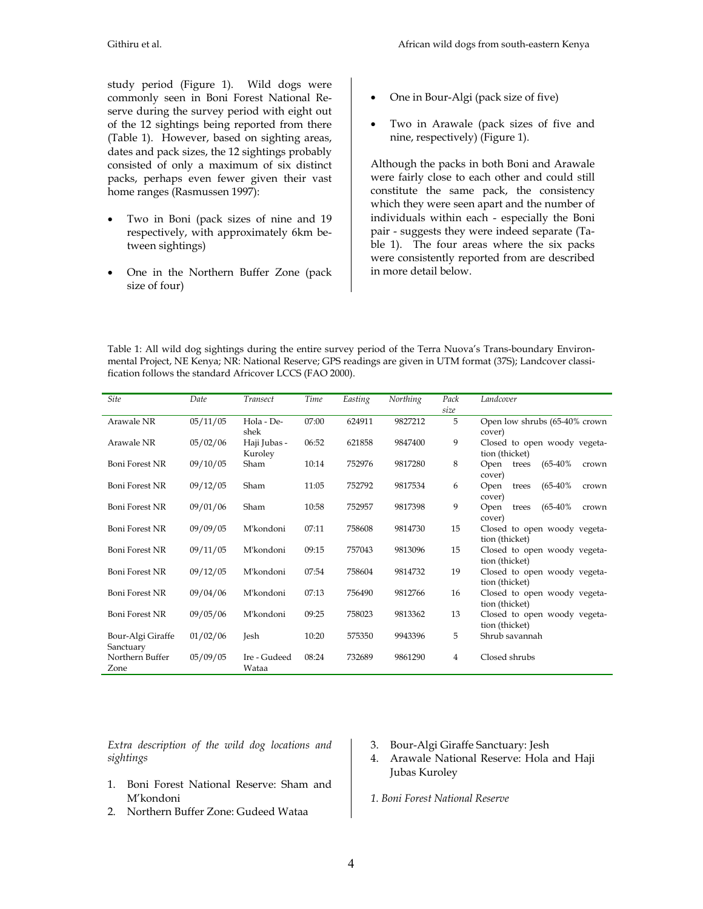study period (Figure 1). Wild dogs were commonly seen in Boni Forest National Reserve during the survey period with eight out of the 12 sightings being reported from there (Table 1). However, based on sighting areas, dates and pack sizes, the 12 sightings probably consisted of only a maximum of six distinct packs, perhaps even fewer given their vast home ranges (Rasmussen 1997):

- Two in Boni (pack sizes of nine and 19 respectively, with approximately 6km between sightings)
- One in the Northern Buffer Zone (pack size of four)
- One in Bour-Algi (pack size of five)
- Two in Arawale (pack sizes of five and nine, respectively) (Figure 1).

Although the packs in both Boni and Arawale were fairly close to each other and could still constitute the same pack, the consistency which they were seen apart and the number of individuals within each - especially the Boni pair - suggests they were indeed separate (Table 1). The four areas where the six packs were consistently reported from are described in more detail below.

Table 1: All wild dog sightings during the entire survey period of the Terra Nuova's Trans-boundary Environmental Project, NE Kenya; NR: National Reserve; GPS readings are given in UTM format (37S); Landcover classification follows the standard Africover LCCS (FAO 2000).

| *Site* | *Date* | *Transect* | *Time* | *Easting* | *Northing* | *Pack size* | *Landcover* |
|---|---|---|---|---|---|---|---|
| Arawale NR | 05/11/05 | Hola - Deshek | 07:00 | 624911 | 9827212 | 5 | Open low shrubs (65-40% crown cover) |
| Arawale NR | 05/02/06 | Haji Jubas - Kuroley | 06:52 | 621858 | 9847400 | 9 | Closed to open woody vegetation (thicket) |
| Boni Forest NR | 09/10/05 | Sham | 10:14 | 752976 | 9817280 | 8 | Open trees (65-40% crown cover) |
| Boni Forest NR | 09/12/05 | Sham | 11:05 | 752792 | 9817534 | 6 | Open trees (65-40% crown cover) |
| Boni Forest NR | 09/01/06 | Sham | 10:58 | 752957 | 9817398 | 9 | Open trees (65-40% crown cover) |
| Boni Forest NR | 09/09/05 | M'kondoni | 07:11 | 758608 | 9814730 | 15 | Closed to open woody vegetation (thicket) |
| Boni Forest NR | 09/11/05 | M'kondoni | 09:15 | 757043 | 9813096 | 15 | Closed to open woody vegetation (thicket) |
| Boni Forest NR | 09/12/05 | M'kondoni | 07:54 | 758604 | 9814732 | 19 | Closed to open woody vegetation (thicket) |
| Boni Forest NR | 09/04/06 | M'kondoni | 07:13 | 756490 | 9812766 | 16 | Closed to open woody vegetation (thicket) |
| Boni Forest NR | 09/05/06 | M'kondoni | 09:25 | 758023 | 9813362 | 13 | Closed to open woody vegetation (thicket) |
| Bour-Algi Giraffe Sanctuary | 01/02/06 | Jesh | 10:20 | 575350 | 9943396 | 5 | Shrub savannah |
| Northern Buffer Zone | 05/09/05 | Ire - Gudeed Wataa | 08:24 | 732689 | 9861290 | 4 | Closed shrubs |

*Extra description of the wild dog locations and sightings*

1. Boni Forest National Reserve: Sham and M'kondoni
2. Northern Buffer Zone: Gudeed Wataa
3. Bour-Algi Giraffe Sanctuary: Jesh
4. Arawale National Reserve: Hola and Haji Jubas Kuroley

*1. Boni Forest National Reserve*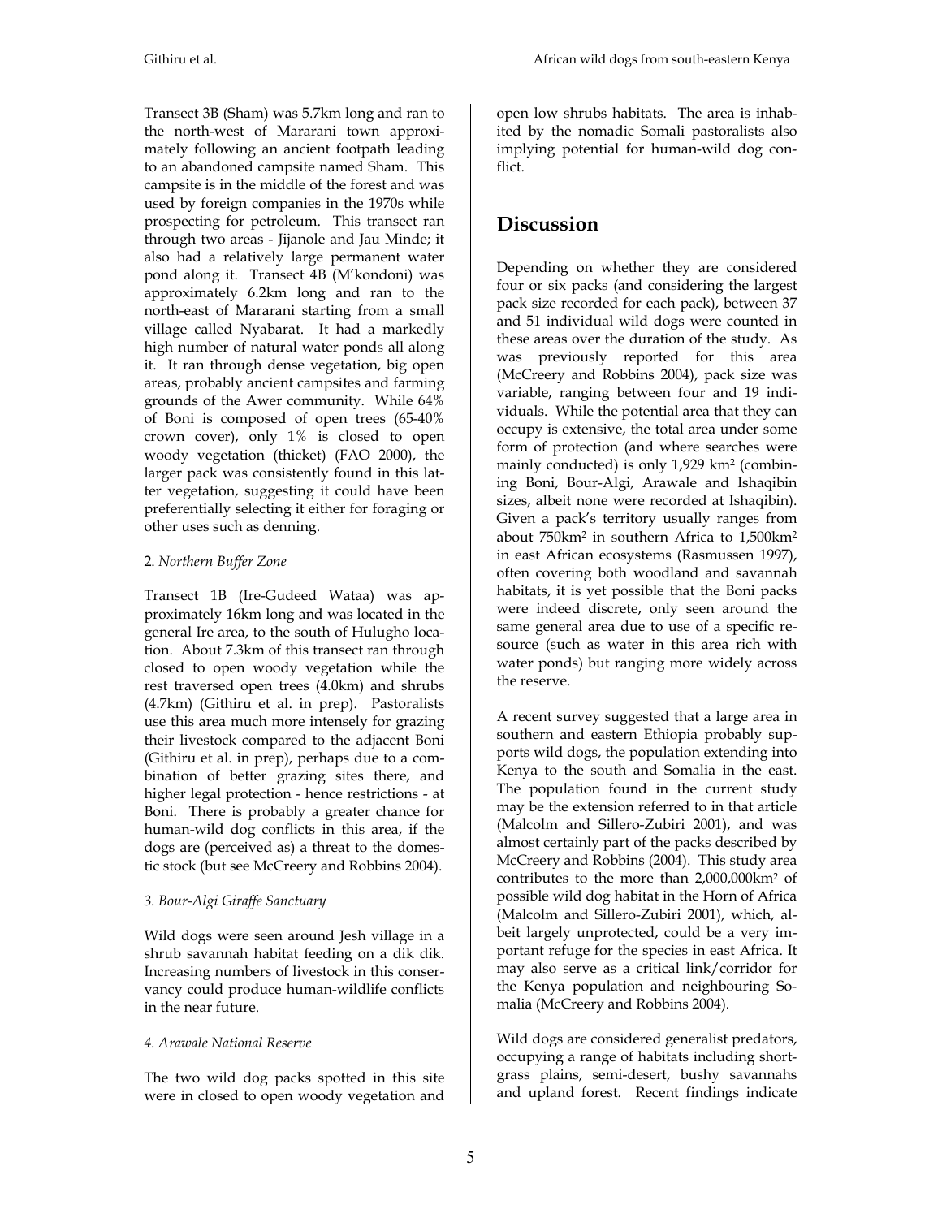Transect 3B (Sham) was 5.7km long and ran to the north-west of Mararani town approximately following an ancient footpath leading to an abandoned campsite named Sham. This campsite is in the middle of the forest and was used by foreign companies in the 1970s while prospecting for petroleum. This transect ran through two areas - Jijanole and Jau Minde; it also had a relatively large permanent water pond along it. Transect 4B (M'kondoni) was approximately 6.2km long and ran to the north-east of Mararani starting from a small village called Nyabarat. It had a markedly high number of natural water ponds all along it. It ran through dense vegetation, big open areas, probably ancient campsites and farming grounds of the Awer community. While 64% of Boni is composed of open trees (65-40% crown cover), only 1% is closed to open woody vegetation (thicket) (FAO 2000), the larger pack was consistently found in this latter vegetation, suggesting it could have been preferentially selecting it either for foraging or other uses such as denning.

2. *Northern Buffer Zone*

Transect 1B (Ire-Gudeed Wataa) was approximately 16km long and was located in the general Ire area, to the south of Hulugho location. About 7.3km of this transect ran through closed to open woody vegetation while the rest traversed open trees (4.0km) and shrubs (4.7km) (Githiru et al. in prep). Pastoralists use this area much more intensely for grazing their livestock compared to the adjacent Boni (Githiru et al. in prep), perhaps due to a combination of better grazing sites there, and higher legal protection - hence restrictions - at Boni. There is probably a greater chance for human-wild dog conflicts in this area, if the dogs are (perceived as) a threat to the domestic stock (but see McCreery and Robbins 2004).

*3. Bour-Algi Giraffe Sanctuary*

Wild dogs were seen around Jesh village in a shrub savannah habitat feeding on a dik dik. Increasing numbers of livestock in this conservancy could produce human-wildlife conflicts in the near future.

*4. Arawale National Reserve*

The two wild dog packs spotted in this site were in closed to open woody vegetation and open low shrubs habitats. The area is inhabited by the nomadic Somali pastoralists also implying potential for human-wild dog conflict.

## Discussion

Depending on whether they are considered four or six packs (and considering the largest pack size recorded for each pack), between 37 and 51 individual wild dogs were counted in these areas over the duration of the study. As was previously reported for this area (McCreery and Robbins 2004), pack size was variable, ranging between four and 19 individuals. While the potential area that they can occupy is extensive, the total area under some form of protection (and where searches were mainly conducted) is only 1,929 km$^2$ (combining Boni, Bour-Algi, Arawale and Ishaqibin sizes, albeit none were recorded at Ishaqibin). Given a pack's territory usually ranges from about 750km$^2$ in southern Africa to 1,500km$^2$ in east African ecosystems (Rasmussen 1997), often covering both woodland and savannah habitats, it is yet possible that the Boni packs were indeed discrete, only seen around the same general area due to use of a specific resource (such as water in this area rich with water ponds) but ranging more widely across the reserve.

A recent survey suggested that a large area in southern and eastern Ethiopia probably supports wild dogs, the population extending into Kenya to the south and Somalia in the east. The population found in the current study may be the extension referred to in that article (Malcolm and Sillero-Zubiri 2001), and was almost certainly part of the packs described by McCreery and Robbins (2004). This study area contributes to the more than 2,000,000km$^2$ of possible wild dog habitat in the Horn of Africa (Malcolm and Sillero-Zubiri 2001), which, albeit largely unprotected, could be a very important refuge for the species in east Africa. It may also serve as a critical link/corridor for the Kenya population and neighbouring Somalia (McCreery and Robbins 2004).

Wild dogs are considered generalist predators, occupying a range of habitats including short-grass plains, semi-desert, bushy savannahs and upland forest. Recent findings indicate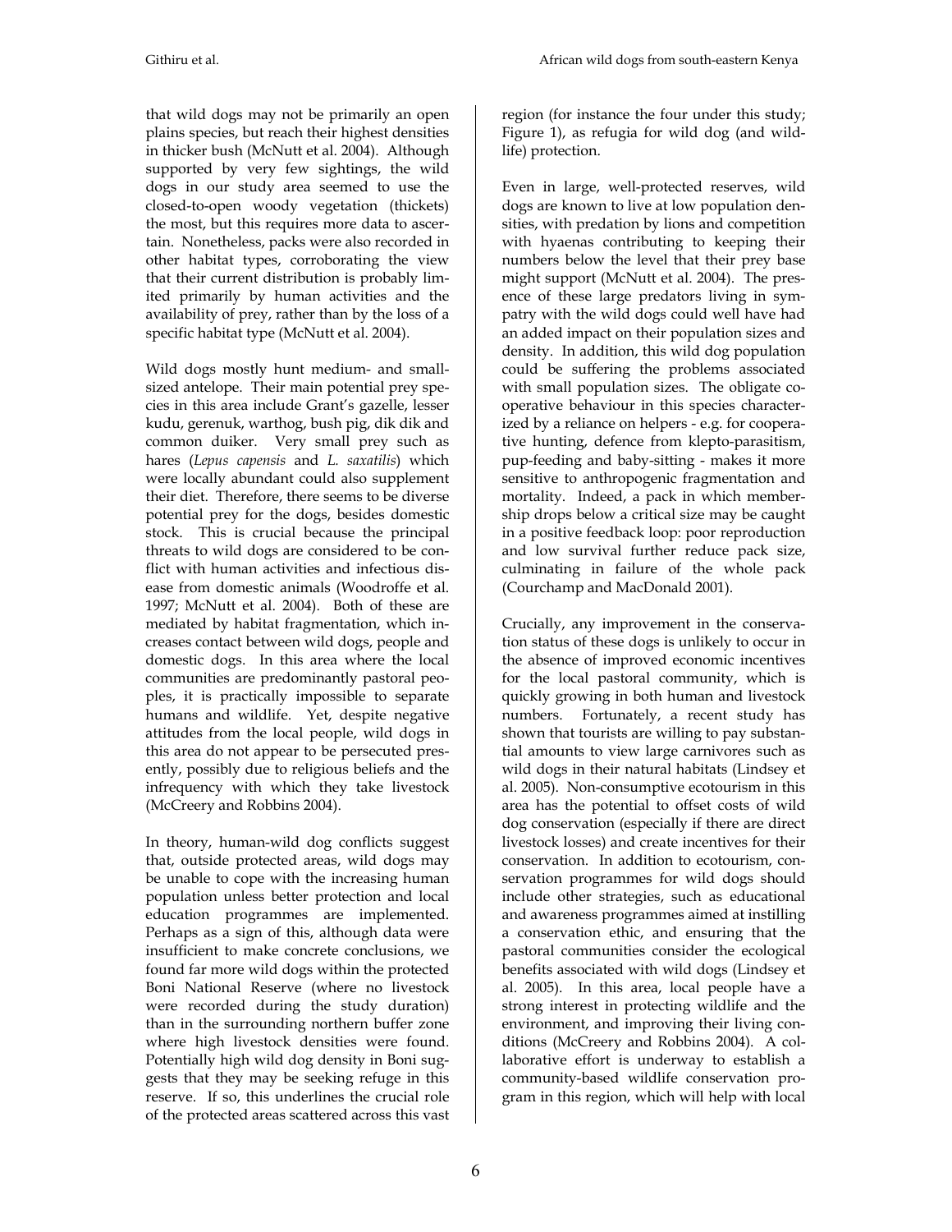that wild dogs may not be primarily an open plains species, but reach their highest densities in thicker bush (McNutt et al. 2004). Although supported by very few sightings, the wild dogs in our study area seemed to use the closed-to-open woody vegetation (thickets) the most, but this requires more data to ascertain. Nonetheless, packs were also recorded in other habitat types, corroborating the view that their current distribution is probably limited primarily by human activities and the availability of prey, rather than by the loss of a specific habitat type (McNutt et al. 2004).

Wild dogs mostly hunt medium- and small-sized antelope. Their main potential prey species in this area include Grant's gazelle, lesser kudu, gerenuk, warthog, bush pig, dik dik and common duiker. Very small prey such as hares (*Lepus capensis* and *L. saxatilis*) which were locally abundant could also supplement their diet. Therefore, there seems to be diverse potential prey for the dogs, besides domestic stock. This is crucial because the principal threats to wild dogs are considered to be conflict with human activities and infectious disease from domestic animals (Woodroffe et al. 1997; McNutt et al. 2004). Both of these are mediated by habitat fragmentation, which increases contact between wild dogs, people and domestic dogs. In this area where the local communities are predominantly pastoral peoples, it is practically impossible to separate humans and wildlife. Yet, despite negative attitudes from the local people, wild dogs in this area do not appear to be persecuted presently, possibly due to religious beliefs and the infrequency with which they take livestock (McCreery and Robbins 2004).

In theory, human-wild dog conflicts suggest that, outside protected areas, wild dogs may be unable to cope with the increasing human population unless better protection and local education programmes are implemented. Perhaps as a sign of this, although data were insufficient to make concrete conclusions, we found far more wild dogs within the protected Boni National Reserve (where no livestock were recorded during the study duration) than in the surrounding northern buffer zone where high livestock densities were found. Potentially high wild dog density in Boni suggests that they may be seeking refuge in this reserve. If so, this underlines the crucial role of the protected areas scattered across this vast region (for instance the four under this study; Figure 1), as refugia for wild dog (and wildlife) protection.

Even in large, well-protected reserves, wild dogs are known to live at low population densities, with predation by lions and competition with hyaenas contributing to keeping their numbers below the level that their prey base might support (McNutt et al. 2004). The presence of these large predators living in sympatry with the wild dogs could well have had an added impact on their population sizes and density. In addition, this wild dog population could be suffering the problems associated with small population sizes. The obligate co-operative behaviour in this species characterized by a reliance on helpers - e.g. for cooperative hunting, defence from klepto-parasitism, pup-feeding and baby-sitting - makes it more sensitive to anthropogenic fragmentation and mortality. Indeed, a pack in which membership drops below a critical size may be caught in a positive feedback loop: poor reproduction and low survival further reduce pack size, culminating in failure of the whole pack (Courchamp and MacDonald 2001).

Crucially, any improvement in the conservation status of these dogs is unlikely to occur in the absence of improved economic incentives for the local pastoral community, which is quickly growing in both human and livestock numbers. Fortunately, a recent study has shown that tourists are willing to pay substantial amounts to view large carnivores such as wild dogs in their natural habitats (Lindsey et al. 2005). Non-consumptive ecotourism in this area has the potential to offset costs of wild dog conservation (especially if there are direct livestock losses) and create incentives for their conservation. In addition to ecotourism, conservation programmes for wild dogs should include other strategies, such as educational and awareness programmes aimed at instilling a conservation ethic, and ensuring that the pastoral communities consider the ecological benefits associated with wild dogs (Lindsey et al. 2005). In this area, local people have a strong interest in protecting wildlife and the environment, and improving their living conditions (McCreery and Robbins 2004). A collaborative effort is underway to establish a community-based wildlife conservation program in this region, which will help with local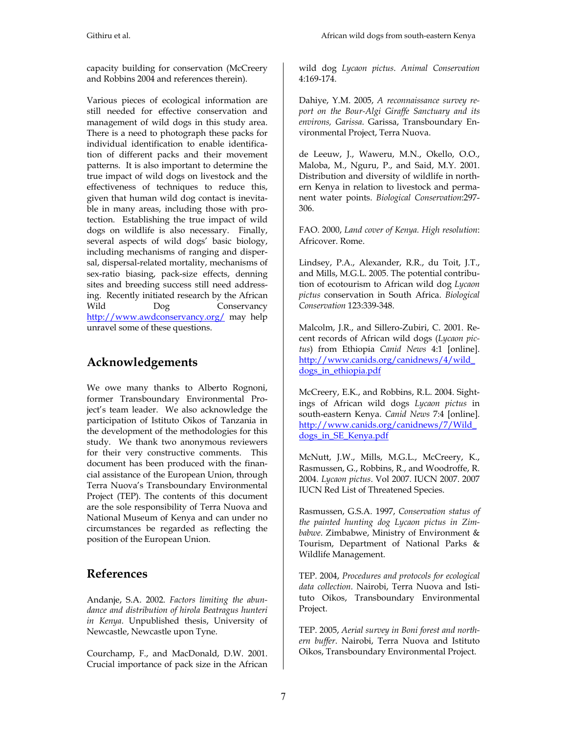capacity building for conservation (McCreery and Robbins 2004 and references therein).

Various pieces of ecological information are still needed for effective conservation and management of wild dogs in this study area. There is a need to photograph these packs for individual identification to enable identification of different packs and their movement patterns. It is also important to determine the true impact of wild dogs on livestock and the effectiveness of techniques to reduce this, given that human wild dog contact is inevitable in many areas, including those with protection. Establishing the true impact of wild dogs on wildlife is also necessary. Finally, several aspects of wild dogs' basic biology, including mechanisms of ranging and dispersal, dispersal-related mortality, mechanisms of sex-ratio biasing, pack-size effects, denning sites and breeding success still need addressing. Recently initiated research by the African Wild Dog Conservancy http://www.awdconservancy.org/ may help unravel some of these questions.

## Acknowledgements

We owe many thanks to Alberto Rognoni, former Transboundary Environmental Project's team leader. We also acknowledge the participation of Istituto Oikos of Tanzania in the development of the methodologies for this study. We thank two anonymous reviewers for their very constructive comments. This document has been produced with the financial assistance of the European Union, through Terra Nuova's Transboundary Environmental Project (TEP). The contents of this document are the sole responsibility of Terra Nuova and National Museum of Kenya and can under no circumstances be regarded as reflecting the position of the European Union.

## References

Andanje, S.A. 2002. *Factors limiting the abundance and distribution of hirola Beatragus hunteri in Kenya*. Unpublished thesis, University of Newcastle, Newcastle upon Tyne.

Courchamp, F., and MacDonald, D.W. 2001. Crucial importance of pack size in the African wild dog *Lycaon pictus*. *Animal Conservation* 4:169-174.

Dahiye, Y.M. 2005, *A reconnaissance survey report on the Bour-Algi Giraffe Sanctuary and its environs, Garissa*. Garissa, Transboundary Environmental Project, Terra Nuova.

de Leeuw, J., Waweru, M.N., Okello, O.O., Maloba, M., Nguru, P., and Said, M.Y. 2001. Distribution and diversity of wildlife in northern Kenya in relation to livestock and permanent water points. *Biological Conservation*:297-306.

FAO. 2000, *Land cover of Kenya. High resolution*: Africover. Rome.

Lindsey, P.A., Alexander, R.R., du Toit, J.T., and Mills, M.G.L. 2005. The potential contribution of ecotourism to African wild dog *Lycaon pictus* conservation in South Africa. *Biological Conservation* 123:339-348.

Malcolm, J.R., and Sillero-Zubiri, C. 2001. Recent records of African wild dogs (*Lycaon pictus*) from Ethiopia *Canid News* 4:1 [online]. http://www.canids.org/canidnews/4/wild_dogs_in_ethiopia.pdf

McCreery, E.K., and Robbins, R.L. 2004. Sightings of African wild dogs *Lycaon pictus* in south-eastern Kenya. *Canid News* 7:4 [online]. http://www.canids.org/canidnews/7/Wild_dogs_in_SE_Kenya.pdf

McNutt, J.W., Mills, M.G.L., McCreery, K., Rasmussen, G., Robbins, R., and Woodroffe, R. 2004. *Lycaon pictus*. Vol 2007. IUCN 2007. 2007 IUCN Red List of Threatened Species.

Rasmussen, G.S.A. 1997, *Conservation status of the painted hunting dog Lycaon pictus in Zimbabwe*. Zimbabwe, Ministry of Environment & Tourism, Department of National Parks & Wildlife Management.

TEP. 2004, *Procedures and protocols for ecological data collection*. Nairobi, Terra Nuova and Istituto Oikos, Transboundary Environmental Project.

TEP. 2005, *Aerial survey in Boni forest and northern buffer*. Nairobi, Terra Nuova and Istituto Oikos, Transboundary Environmental Project.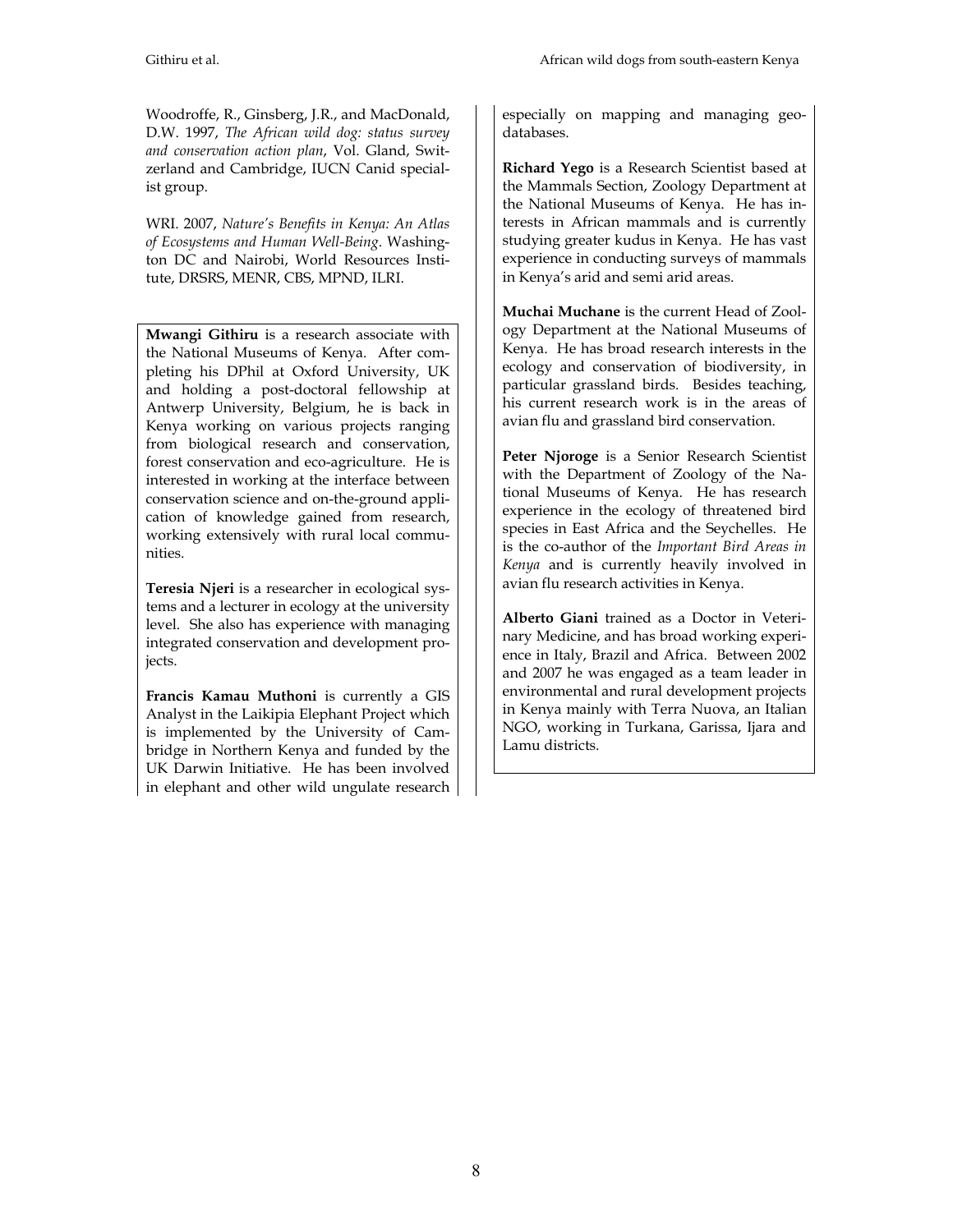Woodroffe, R., Ginsberg, J.R., and MacDonald, D.W. 1997, *The African wild dog: status survey and conservation action plan*, Vol. Gland, Switzerland and Cambridge, IUCN Canid specialist group.

WRI. 2007, *Nature's Benefits in Kenya: An Atlas of Ecosystems and Human Well-Being*. Washington DC and Nairobi, World Resources Institute, DRSRS, MENR, CBS, MPND, ILRI.

**Mwangi Githiru** is a research associate with the National Museums of Kenya. After completing his DPhil at Oxford University, UK and holding a post-doctoral fellowship at Antwerp University, Belgium, he is back in Kenya working on various projects ranging from biological research and conservation, forest conservation and eco-agriculture. He is interested in working at the interface between conservation science and on-the-ground application of knowledge gained from research, working extensively with rural local communities.

**Teresia Njeri** is a researcher in ecological systems and a lecturer in ecology at the university level. She also has experience with managing integrated conservation and development projects.

**Francis Kamau Muthoni** is currently a GIS Analyst in the Laikipia Elephant Project which is implemented by the University of Cambridge in Northern Kenya and funded by the UK Darwin Initiative. He has been involved in elephant and other wild ungulate research especially on mapping and managing geo-databases.

**Richard Yego** is a Research Scientist based at the Mammals Section, Zoology Department at the National Museums of Kenya. He has interests in African mammals and is currently studying greater kudus in Kenya. He has vast experience in conducting surveys of mammals in Kenya's arid and semi arid areas.

**Muchai Muchane** is the current Head of Zoology Department at the National Museums of Kenya. He has broad research interests in the ecology and conservation of biodiversity, in particular grassland birds. Besides teaching, his current research work is in the areas of avian flu and grassland bird conservation.

**Peter Njoroge** is a Senior Research Scientist with the Department of Zoology of the National Museums of Kenya. He has research experience in the ecology of threatened bird species in East Africa and the Seychelles. He is the co-author of the *Important Bird Areas in Kenya* and is currently heavily involved in avian flu research activities in Kenya.

**Alberto Giani** trained as a Doctor in Veterinary Medicine, and has broad working experience in Italy, Brazil and Africa. Between 2002 and 2007 he was engaged as a team leader in environmental and rural development projects in Kenya mainly with Terra Nuova, an Italian NGO, working in Turkana, Garissa, Ijara and Lamu districts.